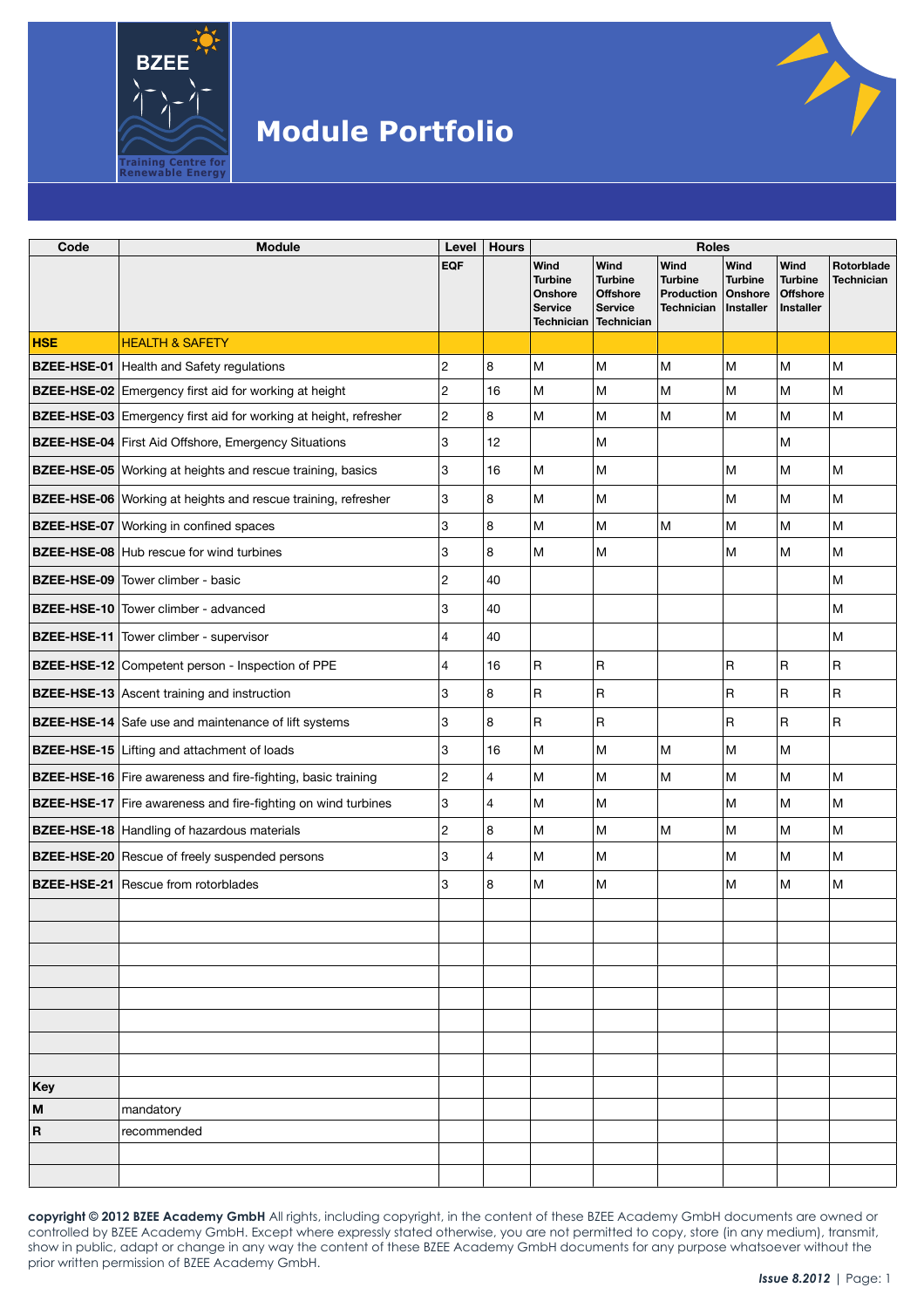# Module Portfolio

| Code | Module | Level | Hours | Roles | | | | | |
|---|---|---|---|---|---|---|---|---|---|
| | | EQF | | Wind Turbine Onshore Service Technician | Wind Turbine Offshore Service Technician | Wind Turbine Production Technician | Wind Turbine Onshore Installer | Wind Turbine Offshore Installer | Rotorblade Technician |
| **HSE** | HEALTH & SAFETY | | | | | | | | |
| **BZEE-HSE-01** | Health and Safety regulations | 2 | 8 | M | M | M | M | M | M |
| **BZEE-HSE-02** | Emergency first aid for working at height | 2 | 16 | M | M | M | M | M | M |
| **BZEE-HSE-03** | Emergency first aid for working at height, refresher | 2 | 8 | M | M | M | M | M | M |
| **BZEE-HSE-04** | First Aid Offshore, Emergency Situations | 3 | 12 | | M | | | M | |
| **BZEE-HSE-05** | Working at heights and rescue training, basics | 3 | 16 | M | M | | M | M | M |
| **BZEE-HSE-06** | Working at heights and rescue training, refresher | 3 | 8 | M | M | | M | M | M |
| **BZEE-HSE-07** | Working in confined spaces | 3 | 8 | M | M | M | M | M | M |
| **BZEE-HSE-08** | Hub rescue for wind turbines | 3 | 8 | M | M | | M | M | M |
| **BZEE-HSE-09** | Tower climber - basic | 2 | 40 | | | | | | M |
| **BZEE-HSE-10** | Tower climber - advanced | 3 | 40 | | | | | | M |
| **BZEE-HSE-11** | Tower climber - supervisor | 4 | 40 | | | | | | M |
| **BZEE-HSE-12** | Competent person - Inspection of PPE | 4 | 16 | R | R | | R | R | R |
| **BZEE-HSE-13** | Ascent training and instruction | 3 | 8 | R | R | | R | R | R |
| **BZEE-HSE-14** | Safe use and maintenance of lift systems | 3 | 8 | R | R | | R | R | R |
| **BZEE-HSE-15** | Lifting and attachment of loads | 3 | 16 | M | M | M | M | M | |
| **BZEE-HSE-16** | Fire awareness and fire-fighting, basic training | 2 | 4 | M | M | M | M | M | M |
| **BZEE-HSE-17** | Fire awareness and fire-fighting on wind turbines | 3 | 4 | M | M | | M | M | M |
| **BZEE-HSE-18** | Handling of hazardous materials | 2 | 8 | M | M | M | M | M | M |
| **BZEE-HSE-20** | Rescue of freely suspended persons | 3 | 4 | M | M | | M | M | M |
| **BZEE-HSE-21** | Rescue from rotorblades | 3 | 8 | M | M | | M | M | M |
| **Key** | | | | | | | | | |
| **M** | mandatory | | | | | | | | |
| **R** | recommended | | | | | | | | |

**copyright © 2012 BZEE Academy GmbH** All rights, including copyright, in the content of these BZEE Academy GmbH documents are owned or controlled by BZEE Academy GmbH. Except where expressly stated otherwise, you are not permitted to copy, store (in any medium), transmit, show in public, adapt or change in any way the content of these BZEE Academy GmbH documents for any purpose whatsoever without the prior written permission of BZEE Academy GmbH.

*Issue 8.2012*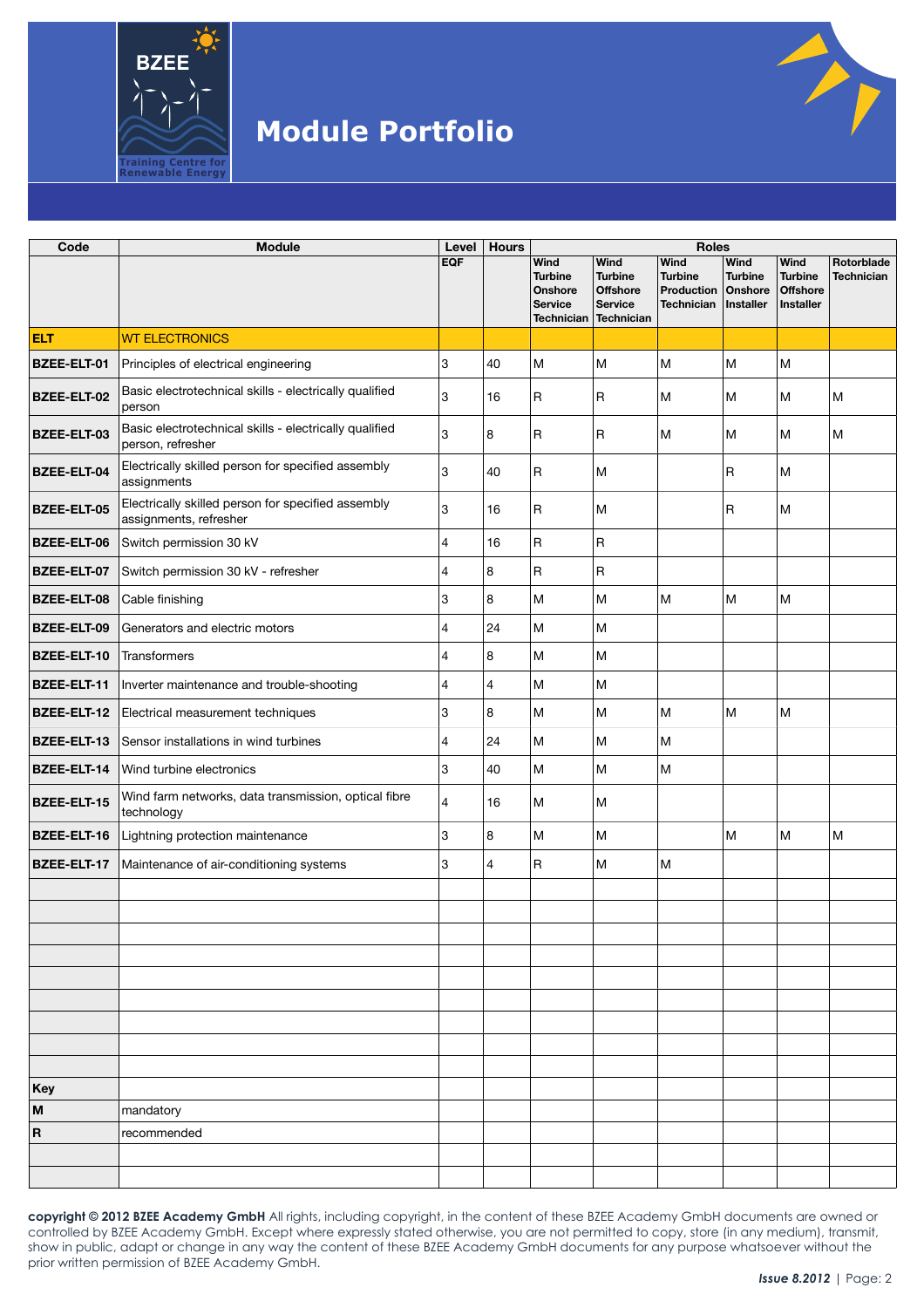# Module Portfolio

| Code | Module | Level | Hours | Roles | | | | | |
|---|---|---|---|---|---|---|---|---|---|
| | | EQF | | Wind Turbine Onshore Service Technician | Wind Turbine Offshore Service Technician | Wind Turbine Production Technician | Wind Turbine Onshore Installer | Wind Turbine Offshore Installer | Rotorblade Technician |
| **ELT** | WT ELECTRONICS | | | | | | | | |
| **BZEE-ELT-01** | Principles of electrical engineering | 3 | 40 | M | M | M | M | M | |
| **BZEE-ELT-02** | Basic electrotechnical skills - electrically qualified person | 3 | 16 | R | R | M | M | M | M |
| **BZEE-ELT-03** | Basic electrotechnical skills - electrically qualified person, refresher | 3 | 8 | R | R | M | M | M | M |
| **BZEE-ELT-04** | Electrically skilled person for specified assembly assignments | 3 | 40 | R | M | | R | M | |
| **BZEE-ELT-05** | Electrically skilled person for specified assembly assignments, refresher | 3 | 16 | R | M | | R | M | |
| **BZEE-ELT-06** | Switch permission 30 kV | 4 | 16 | R | R | | | | |
| **BZEE-ELT-07** | Switch permission 30 kV - refresher | 4 | 8 | R | R | | | | |
| **BZEE-ELT-08** | Cable finishing | 3 | 8 | M | M | M | M | M | |
| **BZEE-ELT-09** | Generators and electric motors | 4 | 24 | M | M | | | | |
| **BZEE-ELT-10** | Transformers | 4 | 8 | M | M | | | | |
| **BZEE-ELT-11** | Inverter maintenance and trouble-shooting | 4 | 4 | M | M | | | | |
| **BZEE-ELT-12** | Electrical measurement techniques | 3 | 8 | M | M | M | M | M | |
| **BZEE-ELT-13** | Sensor installations in wind turbines | 4 | 24 | M | M | M | | | |
| **BZEE-ELT-14** | Wind turbine electronics | 3 | 40 | M | M | M | | | |
| **BZEE-ELT-15** | Wind farm networks, data transmission, optical fibre technology | 4 | 16 | M | M | | | | |
| **BZEE-ELT-16** | Lightning protection maintenance | 3 | 8 | M | M | | M | M | M |
| **BZEE-ELT-17** | Maintenance of air-conditioning systems | 3 | 4 | R | M | M | | | |

| Key | |
|---|---|
| **M** | mandatory |
| **R** | recommended |

**copyright © 2012 BZEE Academy GmbH** All rights, including copyright, in the content of these BZEE Academy GmbH documents are owned or controlled by BZEE Academy GmbH. Except where expressly stated otherwise, you are not permitted to copy, store (in any medium), transmit, show in public, adapt or change in any way the content of these BZEE Academy GmbH documents for any purpose whatsoever without the prior written permission of BZEE Academy GmbH.

***Issue 8.2012***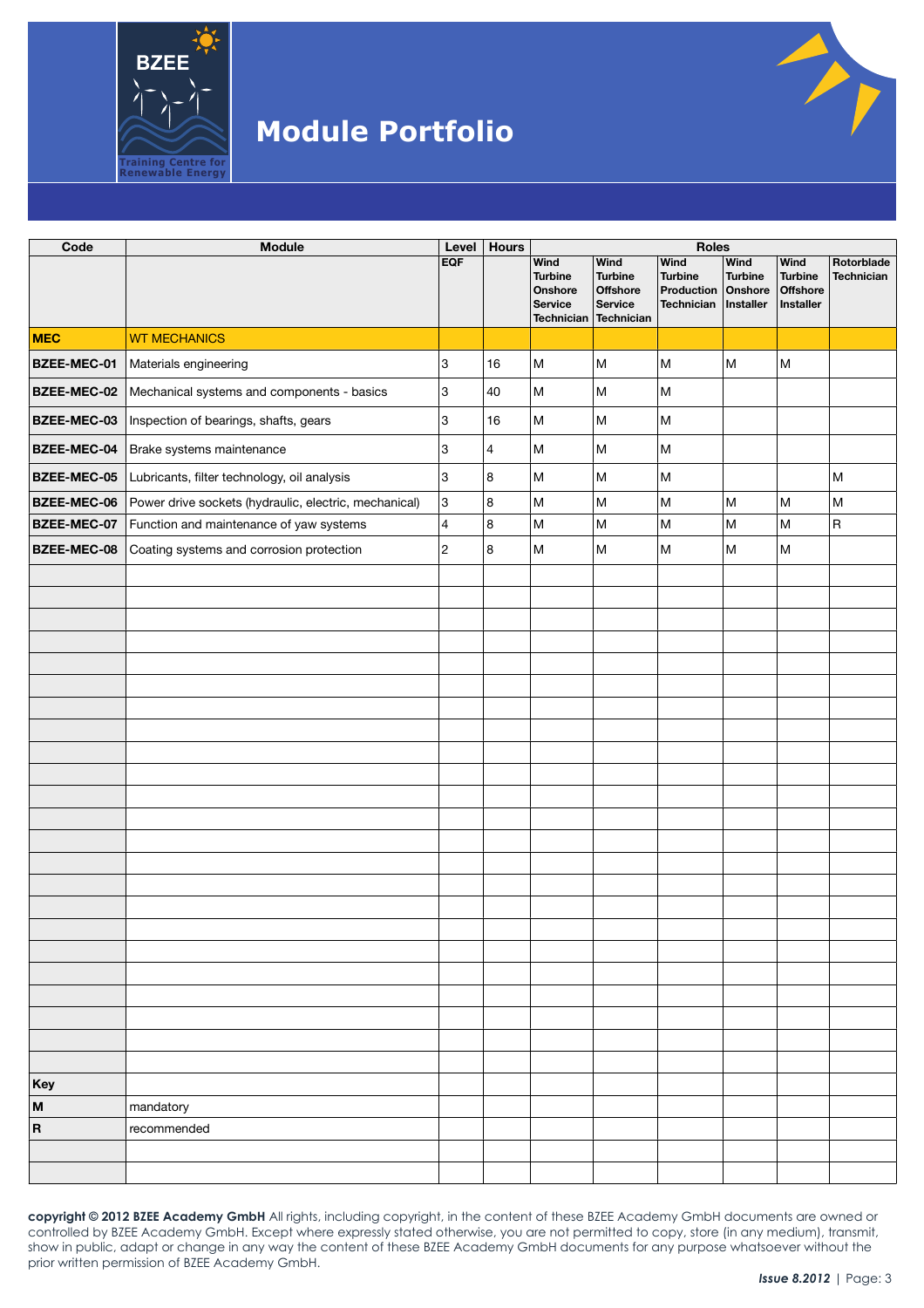# Module Portfolio

| Code | Module | Level | Hours | Roles | | | | | |
|---|---|---|---|---|---|---|---|---|---|
| | | EQF | | Wind Turbine Onshore Service Technician | Wind Turbine Offshore Service Technician | Wind Turbine Production Technician | Wind Turbine Onshore Installer | Wind Turbine Offshore Installer | Rotorblade Technician |
| **MEC** | WT MECHANICS | | | | | | | | |
| **BZEE-MEC-01** | Materials engineering | 3 | 16 | M | M | M | M | M | |
| **BZEE-MEC-02** | Mechanical systems and components - basics | 3 | 40 | M | M | M | | | |
| **BZEE-MEC-03** | Inspection of bearings, shafts, gears | 3 | 16 | M | M | M | | | |
| **BZEE-MEC-04** | Brake systems maintenance | 3 | 4 | M | M | M | | | |
| **BZEE-MEC-05** | Lubricants, filter technology, oil analysis | 3 | 8 | M | M | M | | | M |
| **BZEE-MEC-06** | Power drive sockets (hydraulic, electric, mechanical) | 3 | 8 | M | M | M | M | M | M |
| **BZEE-MEC-07** | Function and maintenance of yaw systems | 4 | 8 | M | M | M | M | M | R |
| **BZEE-MEC-08** | Coating systems and corrosion protection | 2 | 8 | M | M | M | M | M | |
| **Key** | | | | | | | | | |
| **M** | mandatory | | | | | | | | |
| **R** | recommended | | | | | | | | |

**copyright © 2012 BZEE Academy GmbH** All rights, including copyright, in the content of these BZEE Academy GmbH documents are owned or controlled by BZEE Academy GmbH. Except where expressly stated otherwise, you are not permitted to copy, store (in any medium), transmit, show in public, adapt or change in any way the content of these BZEE Academy GmbH documents for any purpose whatsoever without the prior written permission of BZEE Academy GmbH.

*Issue 8.2012*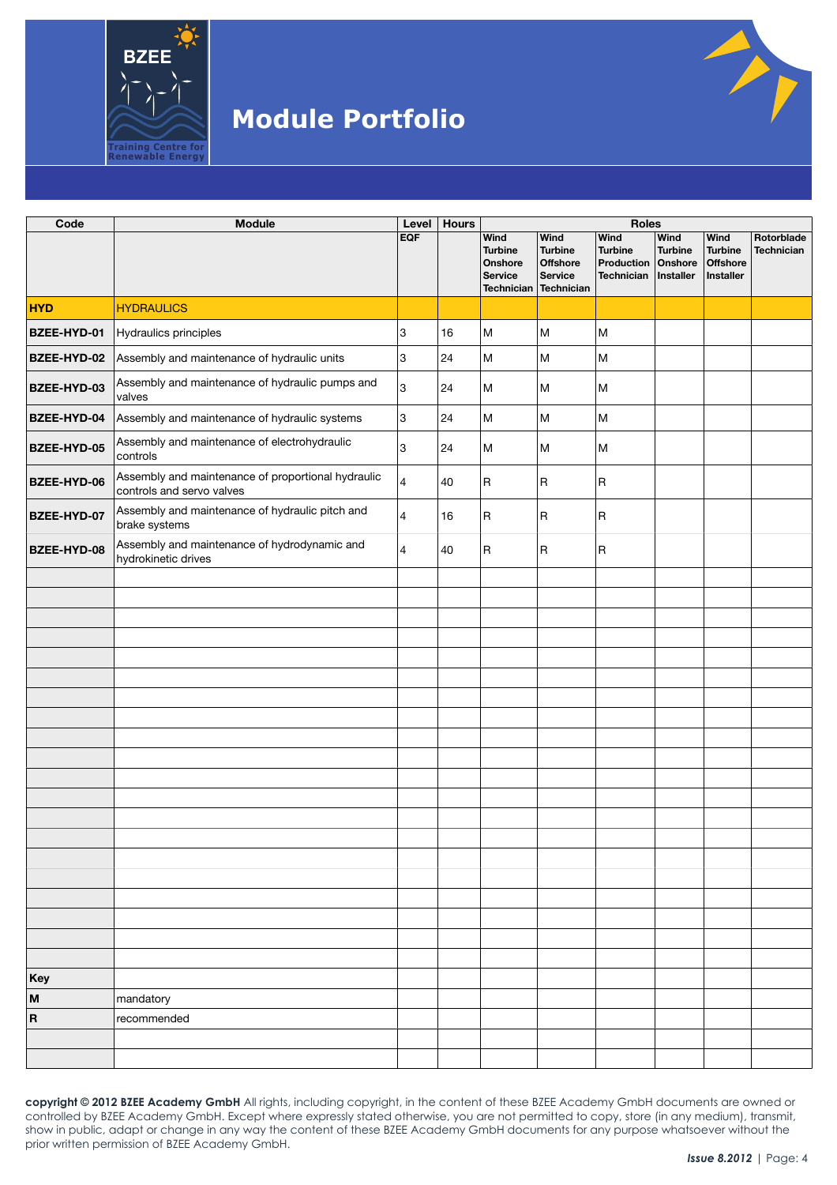# Module Portfolio

| Code | Module | Level | Hours | Roles | | | | | |
|---|---|---|---|---|---|---|---|---|---|
| | | EQF | | Wind Turbine Onshore Service Technician | Wind Turbine Offshore Service Technician | Wind Turbine Production Technician | Wind Turbine Onshore Installer | Wind Turbine Offshore Installer | Rotorblade Technician |
| **HYD** | HYDRAULICS | | | | | | | | |
| **BZEE-HYD-01** | Hydraulics principles | 3 | 16 | M | M | M | | | |
| **BZEE-HYD-02** | Assembly and maintenance of hydraulic units | 3 | 24 | M | M | M | | | |
| **BZEE-HYD-03** | Assembly and maintenance of hydraulic pumps and valves | 3 | 24 | M | M | M | | | |
| **BZEE-HYD-04** | Assembly and maintenance of hydraulic systems | 3 | 24 | M | M | M | | | |
| **BZEE-HYD-05** | Assembly and maintenance of electrohydraulic controls | 3 | 24 | M | M | M | | | |
| **BZEE-HYD-06** | Assembly and maintenance of proportional hydraulic controls and servo valves | 4 | 40 | R | R | R | | | |
| **BZEE-HYD-07** | Assembly and maintenance of hydraulic pitch and brake systems | 4 | 16 | R | R | R | | | |
| **BZEE-HYD-08** | Assembly and maintenance of hydrodynamic and hydrokinetic drives | 4 | 40 | R | R | R | | | |
| **Key** | | | | | | | | | |
| **M** | mandatory | | | | | | | | |
| **R** | recommended | | | | | | | | |

**copyright © 2012 BZEE Academy GmbH** All rights, including copyright, in the content of these BZEE Academy GmbH documents are owned or controlled by BZEE Academy GmbH. Except where expressly stated otherwise, you are not permitted to copy, store (in any medium), transmit, show in public, adapt or change in any way the content of these BZEE Academy GmbH documents for any purpose whatsoever without the prior written permission of BZEE Academy GmbH.

*Issue 8.2012*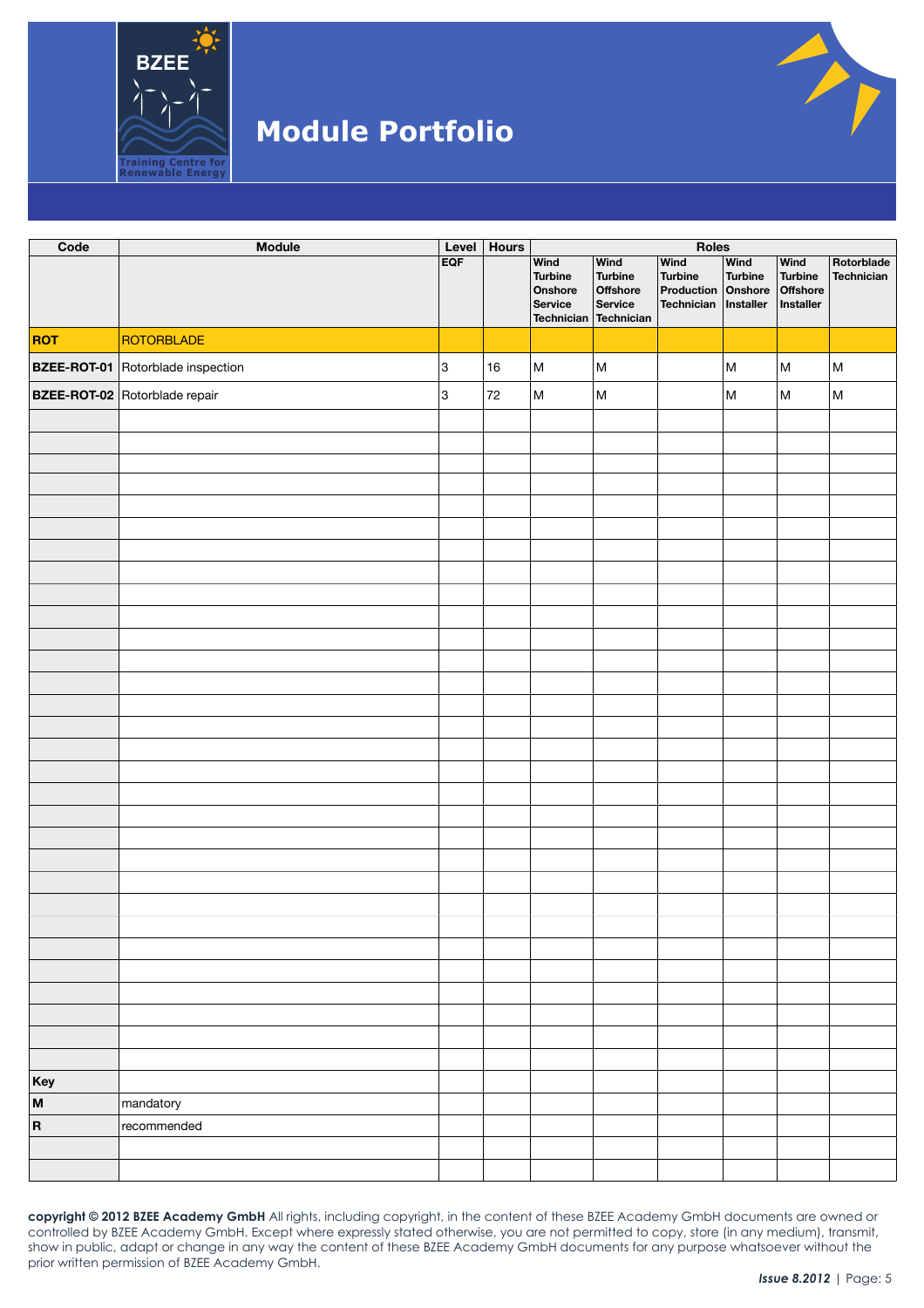# Module Portfolio

| Code | Module | Level | Hours | Roles | | | | | |
|---|---|---|---|---|---|---|---|---|---|
| | | EQF | | Wind Turbine Onshore Service Technician | Wind Turbine Offshore Service Technician | Wind Turbine Production Technician | Wind Turbine Onshore Installer | Wind Turbine Offshore Installer | Rotorblade Technician |
| **ROT** | ROTORBLADE | | | | | | | | |
| **BZEE-ROT-01** | Rotorblade inspection | 3 | 16 | M | M | | M | M | M |
| **BZEE-ROT-02** | Rotorblade repair | 3 | 72 | M | M | | M | M | M |
| **Key** | | | | | | | | | |
| **M** | mandatory | | | | | | | | |
| **R** | recommended | | | | | | | | |

**copyright © 2012 BZEE Academy GmbH** All rights, including copyright, in the content of these BZEE Academy GmbH documents are owned or controlled by BZEE Academy GmbH. Except where expressly stated otherwise, you are not permitted to copy, store (in any medium), transmit, show in public, adapt or change in any way the content of these BZEE Academy GmbH documents for any purpose whatsoever without the prior written permission of BZEE Academy GmbH.

*Issue 8.2012*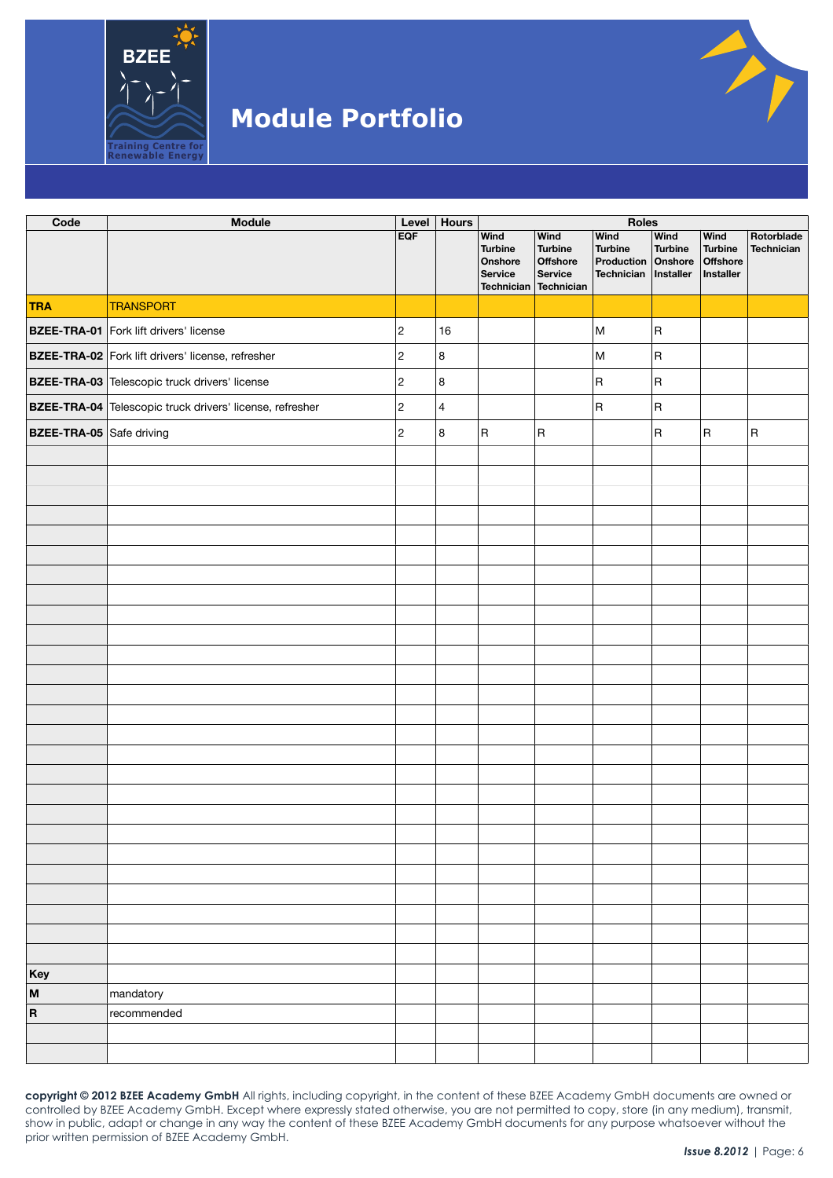# Module Portfolio

| Code | Module | Level | Hours | Roles | | | | | |
|---|---|---|---|---|---|---|---|---|---|
| | | EQF | | Wind Turbine Onshore Service Technician | Wind Turbine Offshore Service Technician | Wind Turbine Production Technician | Wind Turbine Onshore Installer | Wind Turbine Offshore Installer | Rotorblade Technician |
| **TRA** | TRANSPORT | | | | | | | | |
| **BZEE-TRA-01** | Fork lift drivers' license | 2 | 16 | | | M | R | | |
| **BZEE-TRA-02** | Fork lift drivers' license, refresher | 2 | 8 | | | M | R | | |
| **BZEE-TRA-03** | Telescopic truck drivers' license | 2 | 8 | | | R | R | | |
| **BZEE-TRA-04** | Telescopic truck drivers' license, refresher | 2 | 4 | | | R | R | | |
| **BZEE-TRA-05** | Safe driving | 2 | 8 | R | R | | R | R | R |

**Key**

| | |
|---|---|
| **M** | mandatory |
| **R** | recommended |

**copyright © 2012 BZEE Academy GmbH** All rights, including copyright, in the content of these BZEE Academy GmbH documents are owned or controlled by BZEE Academy GmbH. Except where expressly stated otherwise, you are not permitted to copy, store (in any medium), transmit, show in public, adapt or change in any way the content of these BZEE Academy GmbH documents for any purpose whatsoever without the prior written permission of BZEE Academy GmbH.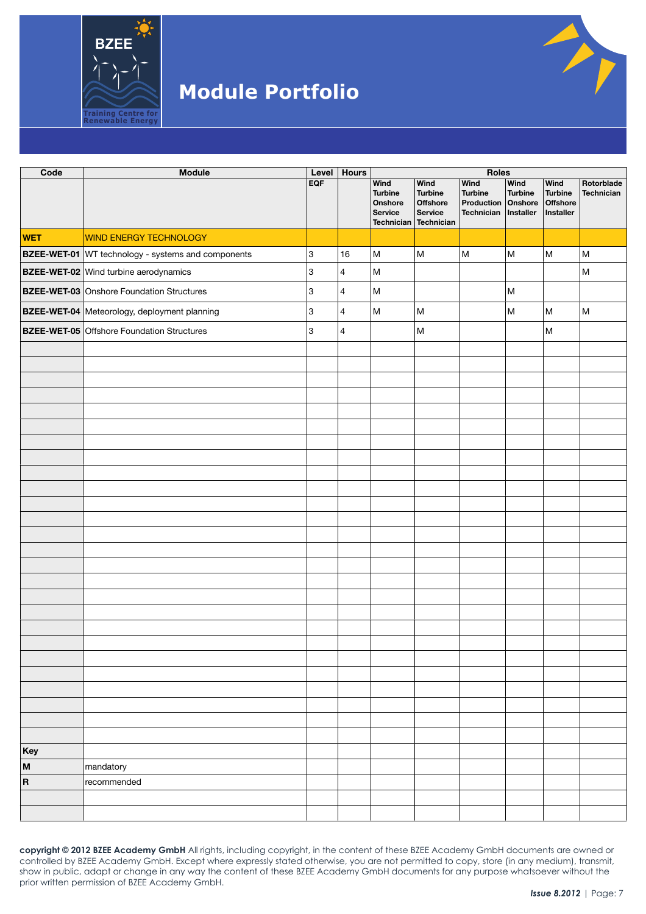# Module Portfolio

| Code | Module | Level | Hours | Roles | | | | | |
|---|---|---|---|---|---|---|---|---|---|
| | | EQF | | Wind Turbine Onshore Service Technician | Wind Turbine Offshore Service Technician | Wind Turbine Production Technician | Wind Turbine Onshore Installer | Wind Turbine Offshore Installer | Rotorblade Technician |
| **WET** | WIND ENERGY TECHNOLOGY | | | | | | | | |
| **BZEE-WET-01** | WT technology - systems and components | 3 | 16 | M | M | M | M | M | M |
| **BZEE-WET-02** | Wind turbine aerodynamics | 3 | 4 | M | | | | | M |
| **BZEE-WET-03** | Onshore Foundation Structures | 3 | 4 | M | | | M | | |
| **BZEE-WET-04** | Meteorology, deployment planning | 3 | 4 | M | M | | M | M | M |
| **BZEE-WET-05** | Offshore Foundation Structures | 3 | 4 | | M | | | M | |
| **Key** | | | | | | | | | |
| **M** | mandatory | | | | | | | | |
| **R** | recommended | | | | | | | | |

**copyright © 2012 BZEE Academy GmbH** All rights, including copyright, in the content of these BZEE Academy GmbH documents are owned or controlled by BZEE Academy GmbH. Except where expressly stated otherwise, you are not permitted to copy, store (in any medium), transmit, show in public, adapt or change in any way the content of these BZEE Academy GmbH documents for any purpose whatsoever without the prior written permission of BZEE Academy GmbH.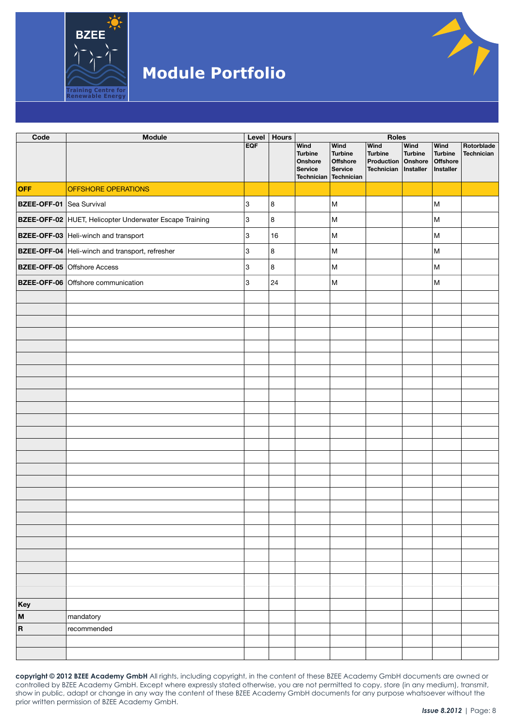# Module Portfolio

| Code | Module | Level | Hours | Roles | | | | | |
|---|---|---|---|---|---|---|---|---|---|
| | | EQF | | Wind Turbine Onshore Service Technician | Wind Turbine Offshore Service Technician | Wind Turbine Production Technician | Wind Turbine Onshore Installer | Wind Turbine Offshore Installer | Rotorblade Technician |
| **OFF** | OFFSHORE OPERATIONS | | | | | | | | |
| **BZEE-OFF-01** | Sea Survival | 3 | 8 | | M | | | M | |
| **BZEE-OFF-02** | HUET, Helicopter Underwater Escape Training | 3 | 8 | | M | | | M | |
| **BZEE-OFF-03** | Heli-winch and transport | 3 | 16 | | M | | | M | |
| **BZEE-OFF-04** | Heli-winch and transport, refresher | 3 | 8 | | M | | | M | |
| **BZEE-OFF-05** | Offshore Access | 3 | 8 | | M | | | M | |
| **BZEE-OFF-06** | Offshore communication | 3 | 24 | | M | | | M | |
| **Key** | | | | | | | | | |
| **M** | mandatory | | | | | | | | |
| **R** | recommended | | | | | | | | |

**copyright © 2012 BZEE Academy GmbH** All rights, including copyright, in the content of these BZEE Academy GmbH documents are owned or controlled by BZEE Academy GmbH. Except where expressly stated otherwise, you are not permitted to copy, store (in any medium), transmit, show in public, adapt or change in any way the content of these BZEE Academy GmbH documents for any purpose whatsoever without the prior written permission of BZEE Academy GmbH.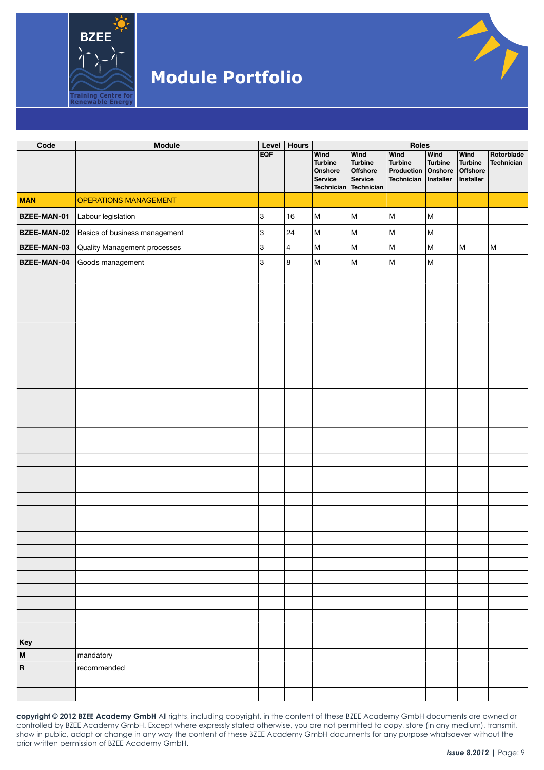# Module Portfolio

| Code | Module | Level | Hours | Roles | | | | | |
|---|---|---|---|---|---|---|---|---|---|
| | | EQF | | Wind Turbine Onshore Service Technician | Wind Turbine Offshore Service Technician | Wind Turbine Production Technician | Wind Turbine Onshore Installer | Wind Turbine Offshore Installer | Rotorblade Technician |
| **MAN** | OPERATIONS MANAGEMENT | | | | | | | | |
| **BZEE-MAN-01** | Labour legislation | 3 | 16 | M | M | M | M | | |
| **BZEE-MAN-02** | Basics of business management | 3 | 24 | M | M | M | M | | |
| **BZEE-MAN-03** | Quality Management processes | 3 | 4 | M | M | M | M | M | M |
| **BZEE-MAN-04** | Goods management | 3 | 8 | M | M | M | M | | |
| **Key** | | | | | | | | | |
| **M** | mandatory | | | | | | | | |
| **R** | recommended | | | | | | | | |

**copyright © 2012 BZEE Academy GmbH** All rights, including copyright, in the content of these BZEE Academy GmbH documents are owned or controlled by BZEE Academy GmbH. Except where expressly stated otherwise, you are not permitted to copy, store (in any medium), transmit, show in public, adapt or change in any way the content of these BZEE Academy GmbH documents for any purpose whatsoever without the prior written permission of BZEE Academy GmbH.

*Issue 8.2012*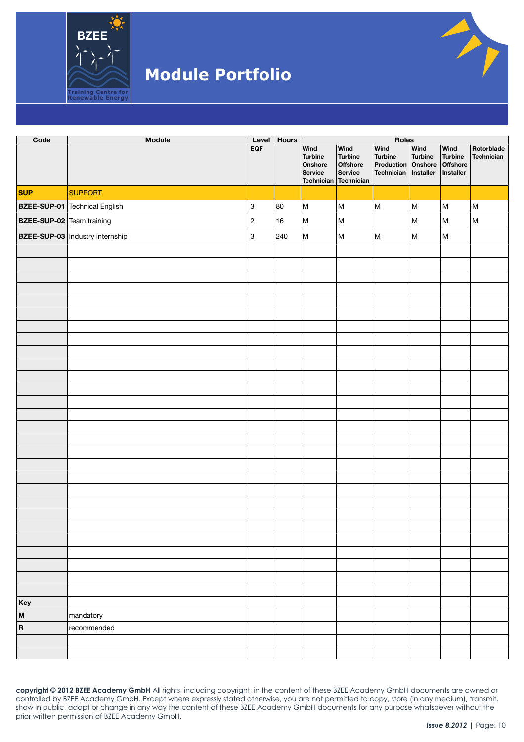# Module Portfolio

| Code | Module | Level | Hours | Roles | | | | | |
|---|---|---|---|---|---|---|---|---|---|
| | | EQF | | Wind Turbine Onshore Service Technician | Wind Turbine Offshore Service Technician | Wind Turbine Production Technician | Wind Turbine Onshore Installer | Wind Turbine Offshore Installer | Rotorblade Technician |
| **SUP** | SUPPORT | | | | | | | | |
| **BZEE-SUP-01** | Technical English | 3 | 80 | M | M | M | M | M | M |
| **BZEE-SUP-02** | Team training | 2 | 16 | M | M | | M | M | M |
| **BZEE-SUP-03** | Industry internship | 3 | 240 | M | M | M | M | M | |
| **Key** | | | | | | | | | |
| **M** | mandatory | | | | | | | | |
| **R** | recommended | | | | | | | | |

**copyright © 2012 BZEE Academy GmbH** All rights, including copyright, in the content of these BZEE Academy GmbH documents are owned or controlled by BZEE Academy GmbH. Except where expressly stated otherwise, you are not permitted to copy, store (in any medium), transmit, show in public, adapt or change in any way the content of these BZEE Academy GmbH documents for any purpose whatsoever without the prior written permission of BZEE Academy GmbH.